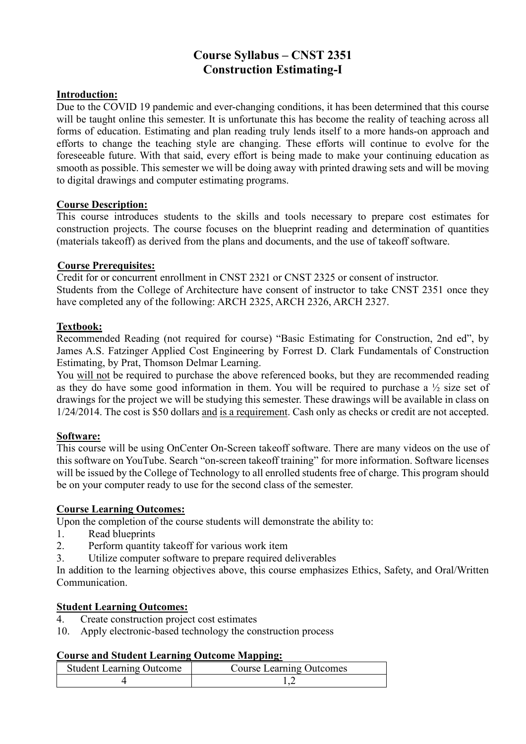# Course Syllabus – CNST 2351
# Construction Estimating-I

**Introduction:**

Due to the COVID 19 pandemic and ever-changing conditions, it has been determined that this course will be taught online this semester. It is unfortunate this has become the reality of teaching across all forms of education. Estimating and plan reading truly lends itself to a more hands-on approach and efforts to change the teaching style are changing. These efforts will continue to evolve for the foreseeable future. With that said, every effort is being made to make your continuing education as smooth as possible. This semester we will be doing away with printed drawing sets and will be moving to digital drawings and computer estimating programs.

**Course Description:**

This course introduces students to the skills and tools necessary to prepare cost estimates for construction projects. The course focuses on the blueprint reading and determination of quantities (materials takeoff) as derived from the plans and documents, and the use of takeoff software.

**Course Prerequisites:**

Credit for or concurrent enrollment in CNST 2321 or CNST 2325 or consent of instructor.
Students from the College of Architecture have consent of instructor to take CNST 2351 once they have completed any of the following: ARCH 2325, ARCH 2326, ARCH 2327.

**Textbook:**

Recommended Reading (not required for course) "Basic Estimating for Construction, 2nd ed", by James A.S. Fatzinger Applied Cost Engineering by Forrest D. Clark Fundamentals of Construction Estimating, by Prat, Thomson Delmar Learning.

You will not be required to purchase the above referenced books, but they are recommended reading as they do have some good information in them. You will be required to purchase a ½ size set of drawings for the project we will be studying this semester. These drawings will be available in class on 1/24/2014. The cost is $50 dollars and is a requirement. Cash only as checks or credit are not accepted.

**Software:**

This course will be using OnCenter On-Screen takeoff software. There are many videos on the use of this software on YouTube. Search "on-screen takeoff training" for more information. Software licenses will be issued by the College of Technology to all enrolled students free of charge. This program should be on your computer ready to use for the second class of the semester.

**Course Learning Outcomes:**

Upon the completion of the course students will demonstrate the ability to:

1. Read blueprints
2. Perform quantity takeoff for various work item
3. Utilize computer software to prepare required deliverables

In addition to the learning objectives above, this course emphasizes Ethics, Safety, and Oral/Written Communication.

**Student Learning Outcomes:**

4. Create construction project cost estimates
10. Apply electronic-based technology the construction process

**Course and Student Learning Outcome Mapping:**

| Student Learning Outcome | Course Learning Outcomes |
|---|---|
| 4 | 1,2 |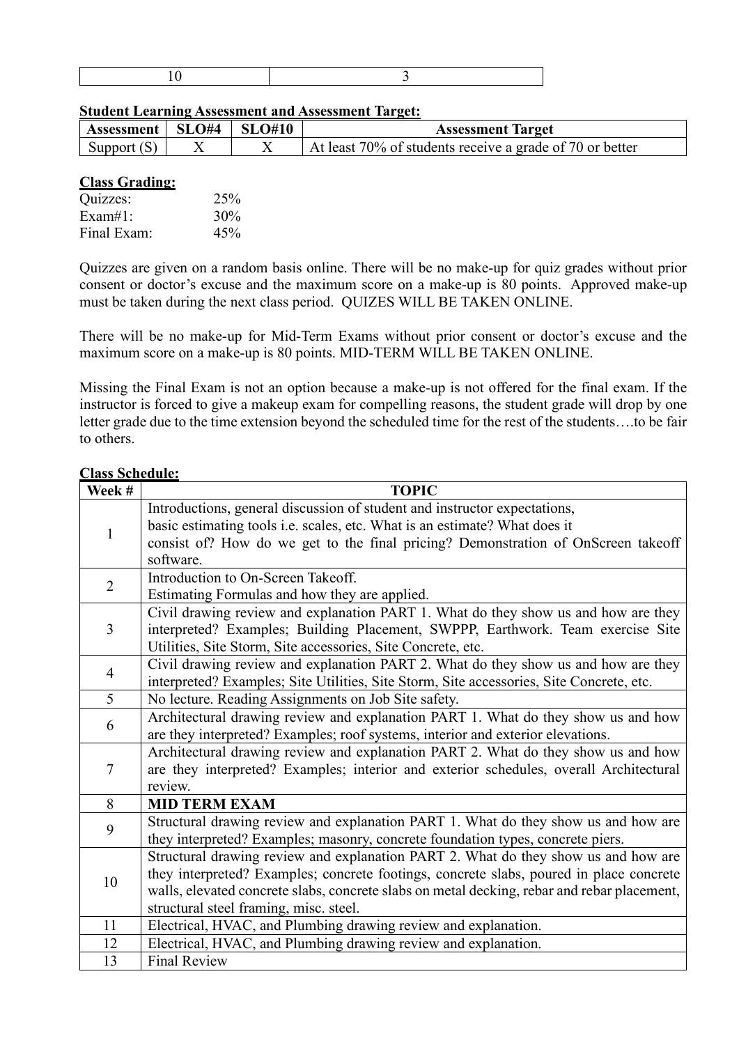| 10 | 3 |
|---|---|

**Student Learning Assessment and Assessment Target:**

| Assessment | SLO#4 | SLO#10 | Assessment Target |
|---|---|---|---|
| Support (S) | X | X | At least 70% of students receive a grade of 70 or better |

**Class Grading:**

| | |
|---|---|
| Quizzes: | 25% |
| Exam#1: | 30% |
| Final Exam: | 45% |

Quizzes are given on a random basis online. There will be no make-up for quiz grades without prior consent or doctor's excuse and the maximum score on a make-up is 80 points. Approved make-up must be taken during the next class period. QUIZES WILL BE TAKEN ONLINE.

There will be no make-up for Mid-Term Exams without prior consent or doctor's excuse and the maximum score on a make-up is 80 points. MID-TERM WILL BE TAKEN ONLINE.

Missing the Final Exam is not an option because a make-up is not offered for the final exam. If the instructor is forced to give a makeup exam for compelling reasons, the student grade will drop by one letter grade due to the time extension beyond the scheduled time for the rest of the students….to be fair to others.

**Class Schedule:**

| Week # | TOPIC |
|---|---|
| 1 | Introductions, general discussion of student and instructor expectations, basic estimating tools i.e. scales, etc. What is an estimate? What does it consist of? How do we get to the final pricing? Demonstration of OnScreen takeoff software. |
| 2 | Introduction to On-Screen Takeoff. Estimating Formulas and how they are applied. |
| 3 | Civil drawing review and explanation PART 1. What do they show us and how are they interpreted? Examples; Building Placement, SWPPP, Earthwork. Team exercise Site Utilities, Site Storm, Site accessories, Site Concrete, etc. |
| 4 | Civil drawing review and explanation PART 2. What do they show us and how are they interpreted? Examples; Site Utilities, Site Storm, Site accessories, Site Concrete, etc. |
| 5 | No lecture. Reading Assignments on Job Site safety. |
| 6 | Architectural drawing review and explanation PART 1. What do they show us and how are they interpreted? Examples; roof systems, interior and exterior elevations. |
| 7 | Architectural drawing review and explanation PART 2. What do they show us and how are they interpreted? Examples; interior and exterior schedules, overall Architectural review. |
| 8 | **MID TERM EXAM** |
| 9 | Structural drawing review and explanation PART 1. What do they show us and how are they interpreted? Examples; masonry, concrete foundation types, concrete piers. |
| 10 | Structural drawing review and explanation PART 2. What do they show us and how are they interpreted? Examples; concrete footings, concrete slabs, poured in place concrete walls, elevated concrete slabs, concrete slabs on metal decking, rebar and rebar placement, structural steel framing, misc. steel. |
| 11 | Electrical, HVAC, and Plumbing drawing review and explanation. |
| 12 | Electrical, HVAC, and Plumbing drawing review and explanation. |
| 13 | Final Review |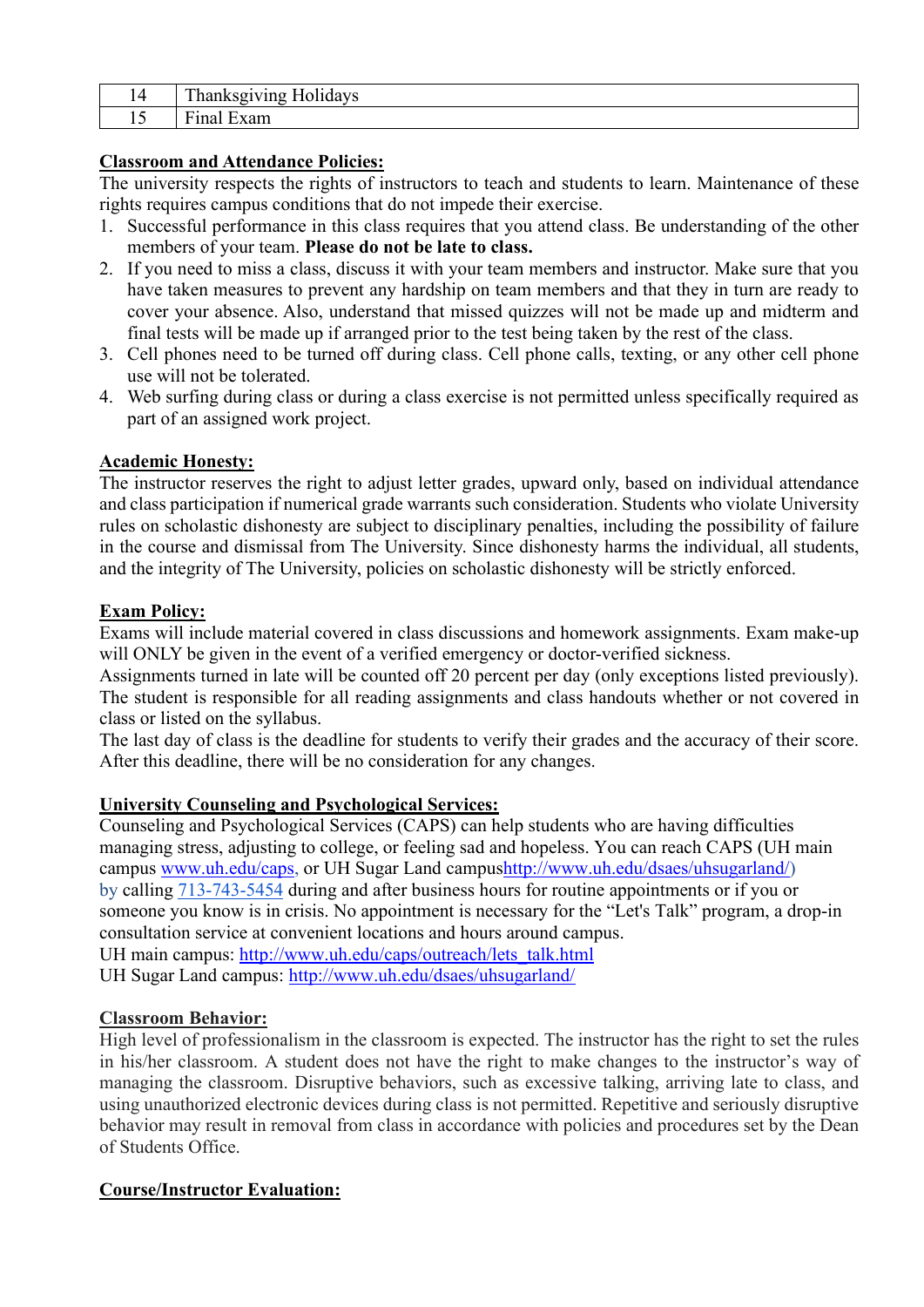| 14 | Thanksgiving Holidays |
|---|---|
| 15 | Final Exam |

**Classroom and Attendance Policies:**

The university respects the rights of instructors to teach and students to learn. Maintenance of these rights requires campus conditions that do not impede their exercise.

1. Successful performance in this class requires that you attend class. Be understanding of the other members of your team. **Please do not be late to class.**
2. If you need to miss a class, discuss it with your team members and instructor. Make sure that you have taken measures to prevent any hardship on team members and that they in turn are ready to cover your absence. Also, understand that missed quizzes will not be made up and midterm and final tests will be made up if arranged prior to the test being taken by the rest of the class.
3. Cell phones need to be turned off during class. Cell phone calls, texting, or any other cell phone use will not be tolerated.
4. Web surfing during class or during a class exercise is not permitted unless specifically required as part of an assigned work project.

**Academic Honesty:**

The instructor reserves the right to adjust letter grades, upward only, based on individual attendance and class participation if numerical grade warrants such consideration. Students who violate University rules on scholastic dishonesty are subject to disciplinary penalties, including the possibility of failure in the course and dismissal from The University. Since dishonesty harms the individual, all students, and the integrity of The University, policies on scholastic dishonesty will be strictly enforced.

**Exam Policy:**

Exams will include material covered in class discussions and homework assignments. Exam make-up will ONLY be given in the event of a verified emergency or doctor-verified sickness.

Assignments turned in late will be counted off 20 percent per day (only exceptions listed previously). The student is responsible for all reading assignments and class handouts whether or not covered in class or listed on the syllabus.

The last day of class is the deadline for students to verify their grades and the accuracy of their score. After this deadline, there will be no consideration for any changes.

**University Counseling and Psychological Services:**

Counseling and Psychological Services (CAPS) can help students who are having difficulties managing stress, adjusting to college, or feeling sad and hopeless. You can reach CAPS (UH main campus www.uh.edu/caps, or UH Sugar Land campushttp://www.uh.edu/dsaes/uhsugarland/) by calling 713-743-5454 during and after business hours for routine appointments or if you or someone you know is in crisis. No appointment is necessary for the "Let's Talk" program, a drop-in consultation service at convenient locations and hours around campus.

UH main campus: http://www.uh.edu/caps/outreach/lets_talk.html

UH Sugar Land campus: http://www.uh.edu/dsaes/uhsugarland/

**Classroom Behavior:**

High level of professionalism in the classroom is expected. The instructor has the right to set the rules in his/her classroom. A student does not have the right to make changes to the instructor's way of managing the classroom. Disruptive behaviors, such as excessive talking, arriving late to class, and using unauthorized electronic devices during class is not permitted. Repetitive and seriously disruptive behavior may result in removal from class in accordance with policies and procedures set by the Dean of Students Office.

**Course/Instructor Evaluation:**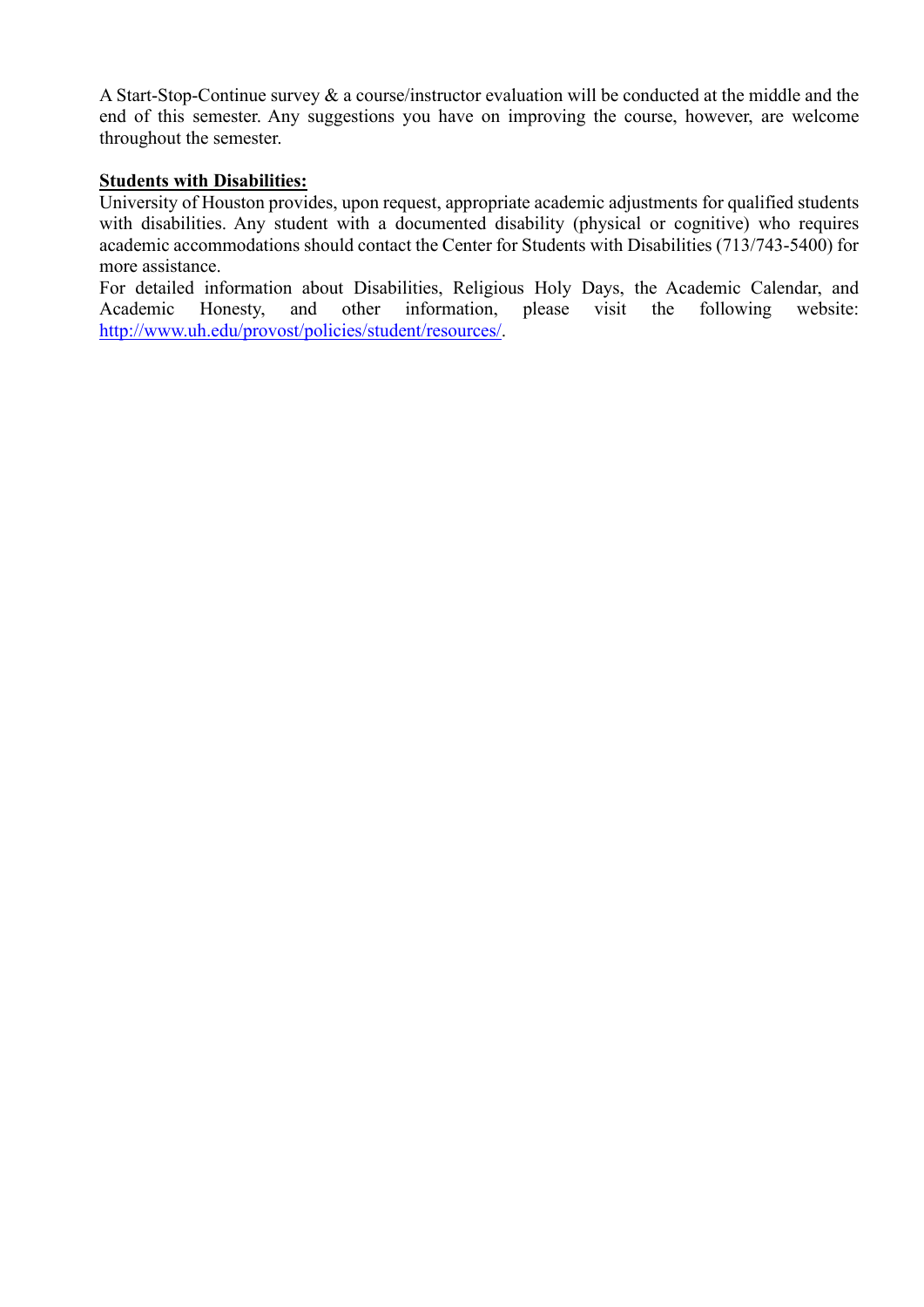A Start-Stop-Continue survey & a course/instructor evaluation will be conducted at the middle and the end of this semester. Any suggestions you have on improving the course, however, are welcome throughout the semester.

**Students with Disabilities:**

University of Houston provides, upon request, appropriate academic adjustments for qualified students with disabilities. Any student with a documented disability (physical or cognitive) who requires academic accommodations should contact the Center for Students with Disabilities (713/743-5400) for more assistance.

For detailed information about Disabilities, Religious Holy Days, the Academic Calendar, and Academic Honesty, and other information, please visit the following website: [http://www.uh.edu/provost/policies/student/resources/](http://www.uh.edu/provost/policies/student/resources/).